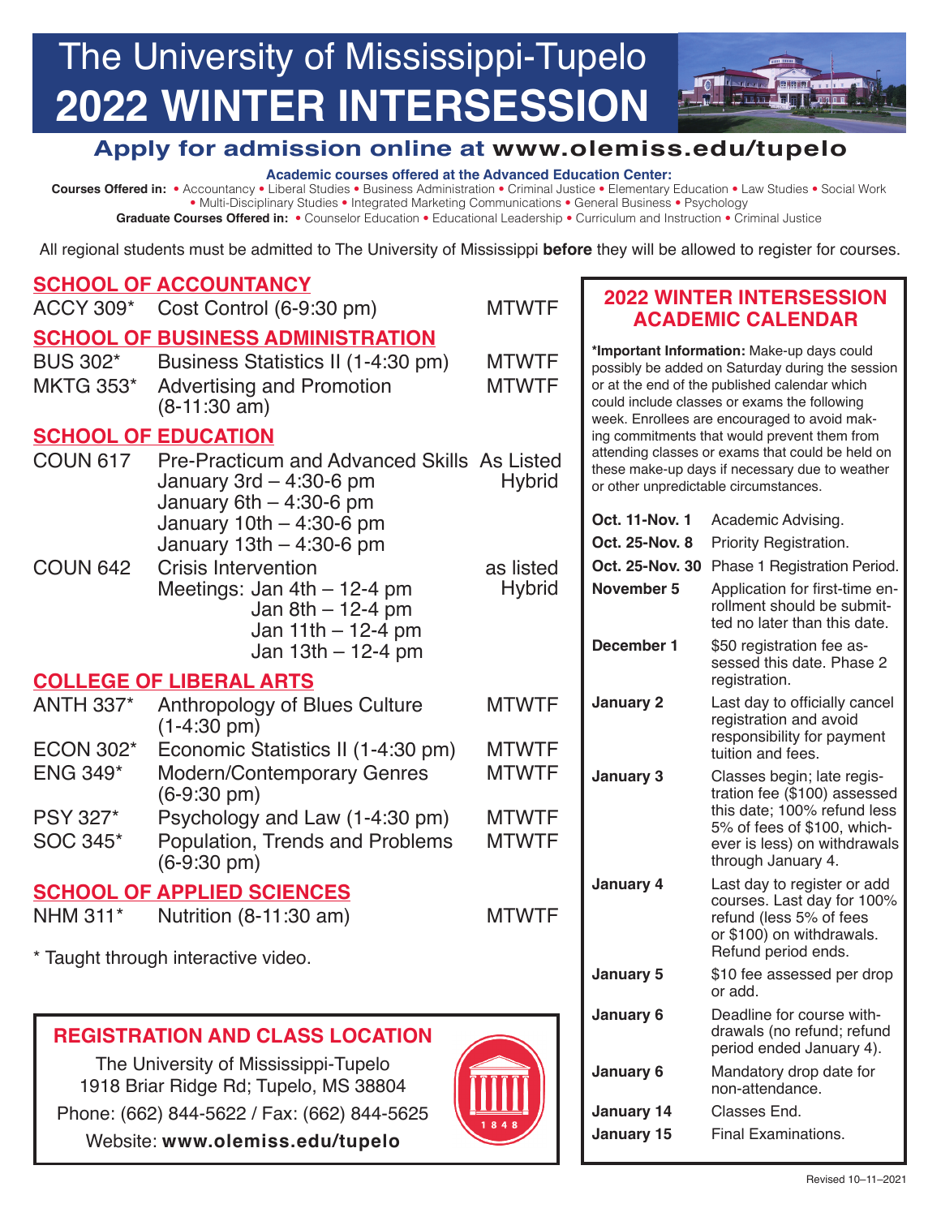# The University of Mississippi-Tupelo
# 2022 WINTER INTERSESSION

## Apply for admission online at www.olemiss.edu/tupelo

**Academic courses offered at the Advanced Education Center:**

**Courses Offered in:** • Accountancy • Liberal Studies • Business Administration • Criminal Justice • Elementary Education • Law Studies • Social Work • Multi-Disciplinary Studies • Integrated Marketing Communications • General Business • Psychology

**Graduate Courses Offered in:** • Counselor Education • Educational Leadership • Curriculum and Instruction • Criminal Justice

All regional students must be admitted to The University of Mississippi **before** they will be allowed to register for courses.

### SCHOOL OF ACCOUNTANCY

| | | |
|---|---|---|
| ACCY 309* | Cost Control (6-9:30 pm) | MTWTF |

### SCHOOL OF BUSINESS ADMINISTRATION

| | | |
|---|---|---|
| BUS 302* | Business Statistics II (1-4:30 pm) | MTWTF |
| MKTG 353* | Advertising and Promotion (8-11:30 am) | MTWTF |

### SCHOOL OF EDUCATION

| | | |
|---|---|---|
| COUN 617 | Pre-Practicum and Advanced Skills<br>January 3rd – 4:30-6 pm<br>January 6th – 4:30-6 pm<br>January 10th – 4:30-6 pm<br>January 13th – 4:30-6 pm | As Listed<br>Hybrid |
| COUN 642 | Crisis Intervention<br>Meetings: Jan 4th – 12-4 pm<br>Jan 8th – 12-4 pm<br>Jan 11th – 12-4 pm<br>Jan 13th – 12-4 pm | as listed<br>Hybrid |

### COLLEGE OF LIBERAL ARTS

| | | |
|---|---|---|
| ANTH 337* | Anthropology of Blues Culture (1-4:30 pm) | MTWTF |
| ECON 302* | Economic Statistics II (1-4:30 pm) | MTWTF |
| ENG 349* | Modern/Contemporary Genres (6-9:30 pm) | MTWTF |
| PSY 327* | Psychology and Law (1-4:30 pm) | MTWTF |
| SOC 345* | Population, Trends and Problems (6-9:30 pm) | MTWTF |

### SCHOOL OF APPLIED SCIENCES

| | | |
|---|---|---|
| NHM 311* | Nutrition (8-11:30 am) | MTWTF |

\* Taught through interactive video.

### REGISTRATION AND CLASS LOCATION

The University of Mississippi-Tupelo
1918 Briar Ridge Rd; Tupelo, MS 38804
Phone: (662) 844-5622 / Fax: (662) 844-5625
Website: **www.olemiss.edu/tupelo**

### 2022 WINTER INTERSESSION ACADEMIC CALENDAR

**\*Important Information:** Make-up days could possibly be added on Saturday during the session or at the end of the published calendar which could include classes or exams the following week. Enrollees are encouraged to avoid making commitments that would prevent them from attending classes or exams that could be held on these make-up days if necessary due to weather or other unpredictable circumstances.

| | |
|---|---|
| **Oct. 11-Nov. 1** | Academic Advising. |
| **Oct. 25-Nov. 8** | Priority Registration. |
| **Oct. 25-Nov. 30** | Phase 1 Registration Period. |
| **November 5** | Application for first-time enrollment should be submitted no later than this date. |
| **December 1** | $50 registration fee assessed this date. Phase 2 registration. |
| **January 2** | Last day to officially cancel registration and avoid responsibility for payment tuition and fees. |
| **January 3** | Classes begin; late registration fee ($100) assessed this date; 100% refund less 5% of fees of $100, whichever is less) on withdrawals through January 4. |
| **January 4** | Last day to register or add courses. Last day for 100% refund (less 5% of fees or $100) on withdrawals. Refund period ends. |
| **January 5** | $10 fee assessed per drop or add. |
| **January 6** | Deadline for course withdrawals (no refund; refund period ended January 4). |
| **January 6** | Mandatory drop date for non-attendance. |
| **January 14** | Classes End. |
| **January 15** | Final Examinations. |

Revised 10–11–2021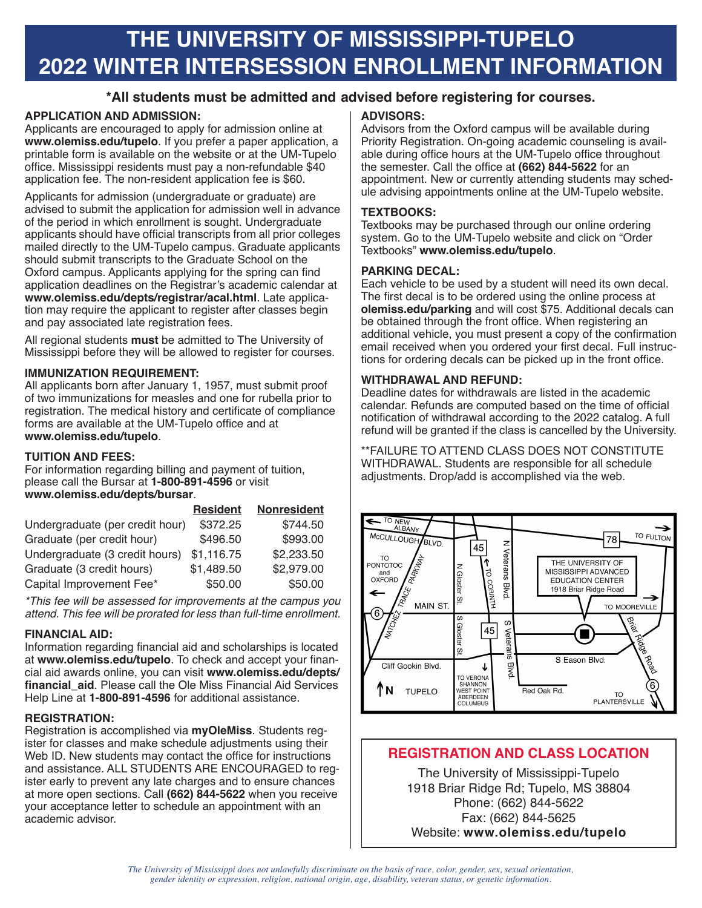# THE UNIVERSITY OF MISSISSIPPI-TUPELO 2022 WINTER INTERSESSION ENROLLMENT INFORMATION

**\*All students must be admitted and advised before registering for courses.**

### APPLICATION AND ADMISSION:

Applicants are encouraged to apply for admission online at **www.olemiss.edu/tupelo**. If you prefer a paper application, a printable form is available on the website or at the UM-Tupelo office. Mississippi residents must pay a non-refundable $40 application fee. The non-resident application fee is $60.

Applicants for admission (undergraduate or graduate) are advised to submit the application for admission well in advance of the period in which enrollment is sought. Undergraduate applicants should have official transcripts from all prior colleges mailed directly to the UM-Tupelo campus. Graduate applicants should submit transcripts to the Graduate School on the Oxford campus. Applicants applying for the spring can find application deadlines on the Registrar's academic calendar at **www.olemiss.edu/depts/registrar/acal.html**. Late application may require the applicant to register after classes begin and pay associated late registration fees.

All regional students **must** be admitted to The University of Mississippi before they will be allowed to register for courses.

### IMMUNIZATION REQUIREMENT:

All applicants born after January 1, 1957, must submit proof of two immunizations for measles and one for rubella prior to registration. The medical history and certificate of compliance forms are available at the UM-Tupelo office and at **www.olemiss.edu/tupelo**.

### TUITION AND FEES:

For information regarding billing and payment of tuition, please call the Bursar at **1-800-891-4596** or visit **www.olemiss.edu/depts/bursar**.

| | Resident | Nonresident |
|---|---|---|
| Undergraduate (per credit hour) | $372.25 | $744.50 |
| Graduate (per credit hour) | $496.50 | $993.00 |
| Undergraduate (3 credit hours) | $1,116.75 | $2,233.50 |
| Graduate (3 credit hours) | $1,489.50 | $2,979.00 |
| Capital Improvement Fee* | $50.00 | $50.00 |

*\*This fee will be assessed for improvements at the campus you attend. This fee will be prorated for less than full-time enrollment.*

### FINANCIAL AID:

Information regarding financial aid and scholarships is located at **www.olemiss.edu/tupelo**. To check and accept your financial aid awards online, you can visit **www.olemiss.edu/depts/financial_aid**. Please call the Ole Miss Financial Aid Services Help Line at **1-800-891-4596** for additional assistance.

### REGISTRATION:

Registration is accomplished via **myOleMiss**. Students register for classes and make schedule adjustments using their Web ID. New students may contact the office for instructions and assistance. ALL STUDENTS ARE ENCOURAGED to register early to prevent any late charges and to ensure chances at more open sections. Call **(662) 844-5622** when you receive your acceptance letter to schedule an appointment with an academic advisor.

### ADVISORS:

Advisors from the Oxford campus will be available during Priority Registration. On-going academic counseling is available during office hours at the UM-Tupelo office throughout the semester. Call the office at **(662) 844-5622** for an appointment. New or currently attending students may schedule advising appointments online at the UM-Tupelo website.

### TEXTBOOKS:

Textbooks may be purchased through our online ordering system. Go to the UM-Tupelo website and click on "Order Textbooks" **www.olemiss.edu/tupelo**.

### PARKING DECAL:

Each vehicle to be used by a student will need its own decal. The first decal is to be ordered using the online process at **olemiss.edu/parking** and will cost $75. Additional decals can be obtained through the front office. When registering an additional vehicle, you must present a copy of the confirmation email received when you ordered your first decal. Full instructions for ordering decals can be picked up in the front office.

### WITHDRAWAL AND REFUND:

Deadline dates for withdrawals are listed in the academic calendar. Refunds are computed based on the time of official notification of withdrawal according to the 2022 catalog. A full refund will be granted if the class is cancelled by the University.

\*\*FAILURE TO ATTEND CLASS DOES NOT CONSTITUTE WITHDRAWAL. Students are responsible for all schedule adjustments. Drop/add is accomplished via the web.

TO NEW ALBANY
McCULLOUGH BLVD.
45
78
TO FULTON
TO PONTOTOC and OXFORD
NATCHEZ TRACE PARKWAY
N Gloster St.
TO CORINTH
N Veterans Blvd.
THE UNIVERSITY OF MISSISSIPPI ADVANCED EDUCATION CENTER 1918 Briar Ridge Road
MAIN ST.
TO MOOREVILLE
6
S Gloster St.
45
S Veterans Blvd.
Briar Ridge Road
S Eason Blvd.
Cliff Gookin Blvd.
N
TUPELO
TO VERONA SHANNON WEST POINT ABERDEEN COLUMBUS
Red Oak Rd.
6
TO PLANTERSVILLE

## REGISTRATION AND CLASS LOCATION

The University of Mississippi-Tupelo
1918 Briar Ridge Rd; Tupelo, MS 38804
Phone: (662) 844-5622
Fax: (662) 844-5625
Website: **www.olemiss.edu/tupelo**

*The University of Mississippi does not unlawfully discriminate on the basis of race, color, gender, sex, sexual orientation, gender identity or expression, religion, national origin, age, disability, veteran status, or genetic information.*